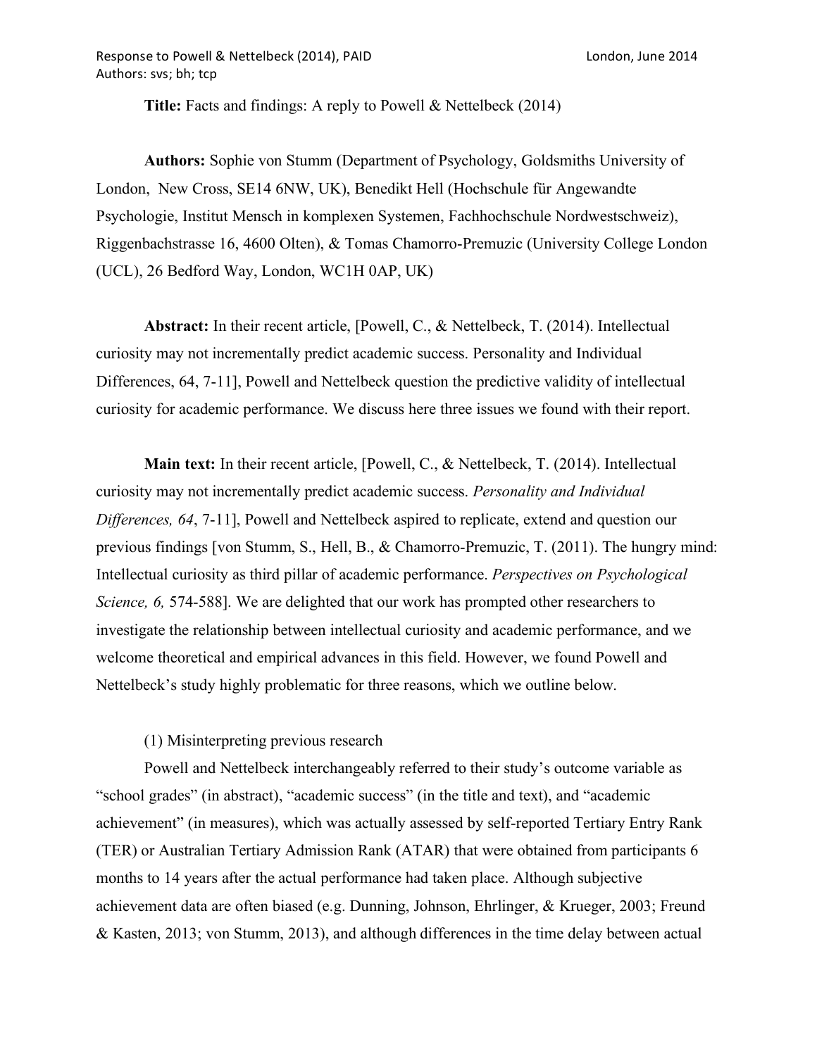**Title:** Facts and findings: A reply to Powell & Nettelbeck (2014)

**Authors:** Sophie von Stumm (Department of Psychology, Goldsmiths University of London, New Cross, SE14 6NW, UK), Benedikt Hell (Hochschule für Angewandte Psychologie, Institut Mensch in komplexen Systemen, Fachhochschule Nordwestschweiz), Riggenbachstrasse 16, 4600 Olten), & Tomas Chamorro-Premuzic (University College London (UCL), 26 Bedford Way, London, WC1H 0AP, UK)

**Abstract:** In their recent article, [Powell, C., & Nettelbeck, T. (2014). Intellectual curiosity may not incrementally predict academic success. Personality and Individual Differences, 64, 7-11], Powell and Nettelbeck question the predictive validity of intellectual curiosity for academic performance. We discuss here three issues we found with their report.

**Main text:** In their recent article, [Powell, C., & Nettelbeck, T. (2014). Intellectual curiosity may not incrementally predict academic success. *Personality and Individual Differences, 64*, 7-11], Powell and Nettelbeck aspired to replicate, extend and question our previous findings [von Stumm, S., Hell, B., & Chamorro-Premuzic, T. (2011). The hungry mind: Intellectual curiosity as third pillar of academic performance. *Perspectives on Psychological Science, 6,* 574-588]. We are delighted that our work has prompted other researchers to investigate the relationship between intellectual curiosity and academic performance, and we welcome theoretical and empirical advances in this field. However, we found Powell and Nettelbeck's study highly problematic for three reasons, which we outline below.

(1) Misinterpreting previous research

Powell and Nettelbeck interchangeably referred to their study's outcome variable as "school grades" (in abstract), "academic success" (in the title and text), and "academic achievement" (in measures), which was actually assessed by self-reported Tertiary Entry Rank (TER) or Australian Tertiary Admission Rank (ATAR) that were obtained from participants 6 months to 14 years after the actual performance had taken place. Although subjective achievement data are often biased (e.g. Dunning, Johnson, Ehrlinger, & Krueger, 2003; Freund & Kasten, 2013; von Stumm, 2013), and although differences in the time delay between actual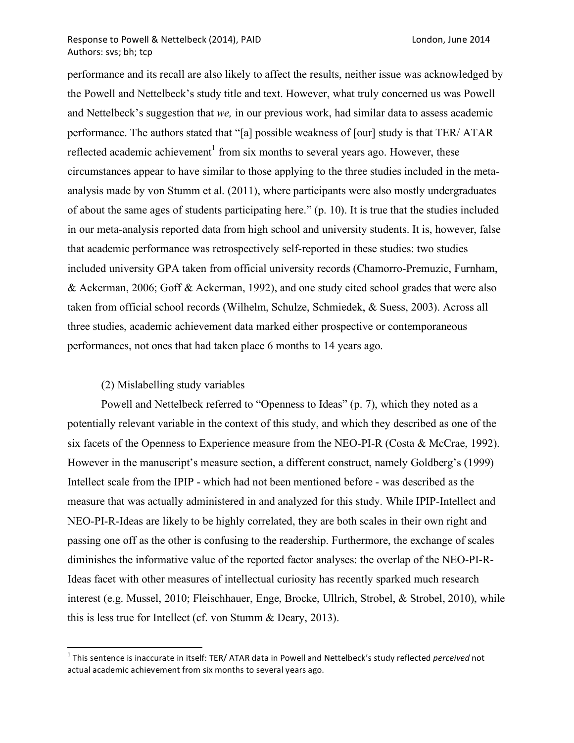performance and its recall are also likely to affect the results, neither issue was acknowledged by the Powell and Nettelbeck's study title and text. However, what truly concerned us was Powell and Nettelbeck's suggestion that *we,* in our previous work, had similar data to assess academic performance. The authors stated that "[a] possible weakness of [our] study is that TER/ ATAR reflected academic achievement[1] from six months to several years ago. However, these circumstances appear to have similar to those applying to the three studies included in the meta-analysis made by von Stumm et al. (2011), where participants were also mostly undergraduates of about the same ages of students participating here." (p. 10). It is true that the studies included in our meta-analysis reported data from high school and university students. It is, however, false that academic performance was retrospectively self-reported in these studies: two studies included university GPA taken from official university records (Chamorro-Premuzic, Furnham, & Ackerman, 2006; Goff & Ackerman, 1992), and one study cited school grades that were also taken from official school records (Wilhelm, Schulze, Schmiedek, & Suess, 2003). Across all three studies, academic achievement data marked either prospective or contemporaneous performances, not ones that had taken place 6 months to 14 years ago.

(2) Mislabelling study variables

Powell and Nettelbeck referred to "Openness to Ideas" (p. 7), which they noted as a potentially relevant variable in the context of this study, and which they described as one of the six facets of the Openness to Experience measure from the NEO-PI-R (Costa & McCrae, 1992). However in the manuscript's measure section, a different construct, namely Goldberg's (1999) Intellect scale from the IPIP - which had not been mentioned before - was described as the measure that was actually administered in and analyzed for this study. While IPIP-Intellect and NEO-PI-R-Ideas are likely to be highly correlated, they are both scales in their own right and passing one off as the other is confusing to the readership. Furthermore, the exchange of scales diminishes the informative value of the reported factor analyses: the overlap of the NEO-PI-R-Ideas facet with other measures of intellectual curiosity has recently sparked much research interest (e.g. Mussel, 2010; Fleischhauer, Enge, Brocke, Ullrich, Strobel, & Strobel, 2010), while this is less true for Intellect (cf. von Stumm & Deary, 2013).

[1] This sentence is inaccurate in itself: TER/ ATAR data in Powell and Nettelbeck's study reflected *perceived* not actual academic achievement from six months to several years ago.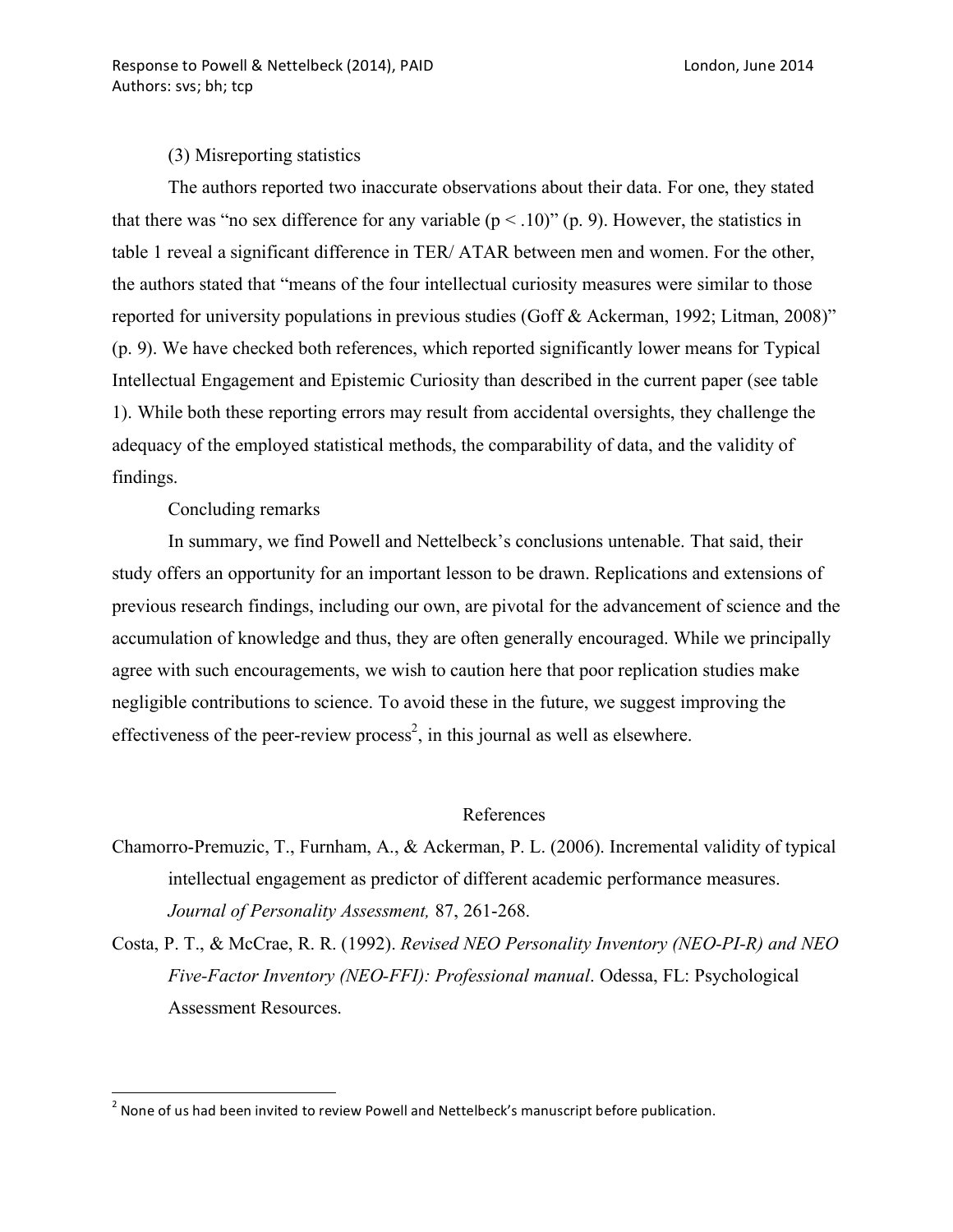(3) Misreporting statistics

The authors reported two inaccurate observations about their data. For one, they stated that there was "no sex difference for any variable ($p < .10$)" (p. 9). However, the statistics in table 1 reveal a significant difference in TER/ ATAR between men and women. For the other, the authors stated that "means of the four intellectual curiosity measures were similar to those reported for university populations in previous studies (Goff & Ackerman, 1992; Litman, 2008)" (p. 9). We have checked both references, which reported significantly lower means for Typical Intellectual Engagement and Epistemic Curiosity than described in the current paper (see table 1). While both these reporting errors may result from accidental oversights, they challenge the adequacy of the employed statistical methods, the comparability of data, and the validity of findings.

Concluding remarks

In summary, we find Powell and Nettelbeck's conclusions untenable. That said, their study offers an opportunity for an important lesson to be drawn. Replications and extensions of previous research findings, including our own, are pivotal for the advancement of science and the accumulation of knowledge and thus, they are often generally encouraged. While we principally agree with such encouragements, we wish to caution here that poor replication studies make negligible contributions to science. To avoid these in the future, we suggest improving the effectiveness of the peer-review process[2], in this journal as well as elsewhere.

## References

Chamorro-Premuzic, T., Furnham, A., & Ackerman, P. L. (2006). Incremental validity of typical intellectual engagement as predictor of different academic performance measures. *Journal of Personality Assessment,* 87, 261-268.

Costa, P. T., & McCrae, R. R. (1992). *Revised NEO Personality Inventory (NEO-PI-R) and NEO Five-Factor Inventory (NEO-FFI): Professional manual*. Odessa, FL: Psychological Assessment Resources.

[2] None of us had been invited to review Powell and Nettelbeck's manuscript before publication.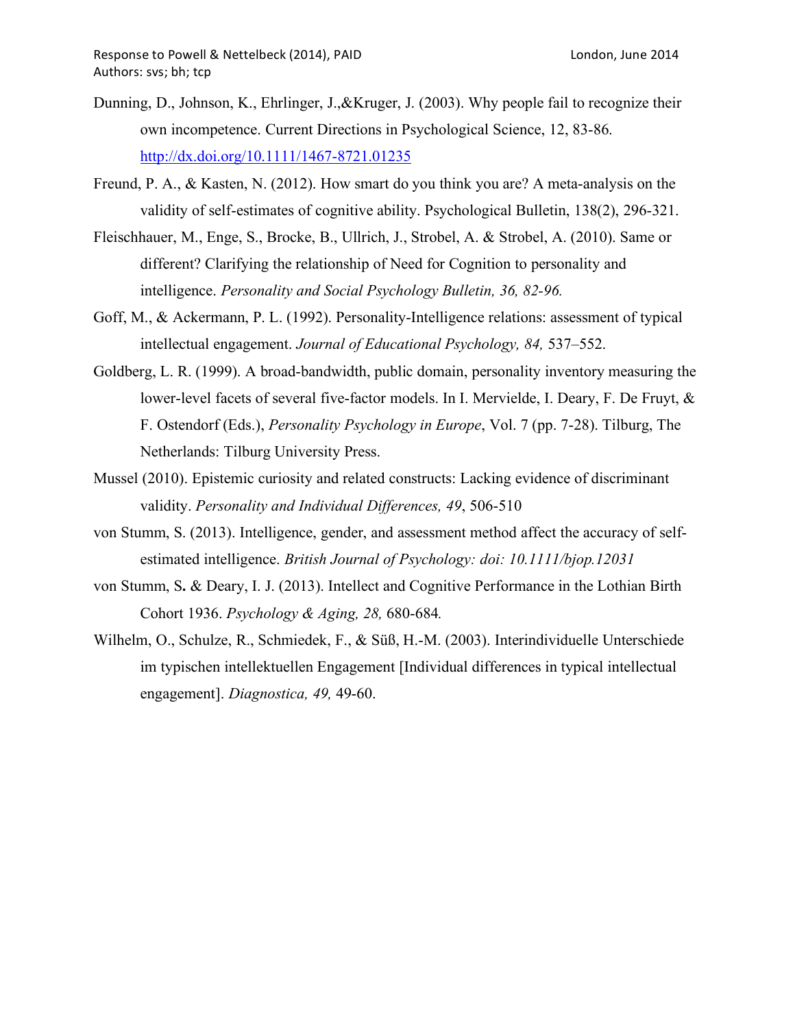Dunning, D., Johnson, K., Ehrlinger, J.,&Kruger, J. (2003). Why people fail to recognize their own incompetence. Current Directions in Psychological Science, 12, 83-86. http://dx.doi.org/10.1111/1467-8721.01235

Freund, P. A., & Kasten, N. (2012). How smart do you think you are? A meta-analysis on the validity of self-estimates of cognitive ability. Psychological Bulletin, 138(2), 296-321.

Fleischhauer, M., Enge, S., Brocke, B., Ullrich, J., Strobel, A. & Strobel, A. (2010). Same or different? Clarifying the relationship of Need for Cognition to personality and intelligence. *Personality and Social Psychology Bulletin, 36, 82-96.*

Goff, M., & Ackermann, P. L. (1992). Personality-Intelligence relations: assessment of typical intellectual engagement. *Journal of Educational Psychology, 84,* 537–552.

Goldberg, L. R. (1999). A broad-bandwidth, public domain, personality inventory measuring the lower-level facets of several five-factor models. In I. Mervielde, I. Deary, F. De Fruyt, & F. Ostendorf (Eds.), *Personality Psychology in Europe*, Vol. 7 (pp. 7-28). Tilburg, The Netherlands: Tilburg University Press.

Mussel (2010). Epistemic curiosity and related constructs: Lacking evidence of discriminant validity. *Personality and Individual Differences, 49*, 506-510

von Stumm, S. (2013). Intelligence, gender, and assessment method affect the accuracy of self-estimated intelligence. *British Journal of Psychology: doi: 10.1111/bjop.12031*

von Stumm, S**.** & Deary, I. J. (2013). Intellect and Cognitive Performance in the Lothian Birth Cohort 1936. *Psychology & Aging, 28,* 680-684*.*

Wilhelm, O., Schulze, R., Schmiedek, F., & Süß, H.-M. (2003). Interindividuelle Unterschiede im typischen intellektuellen Engagement [Individual differences in typical intellectual engagement]. *Diagnostica, 49,* 49-60.